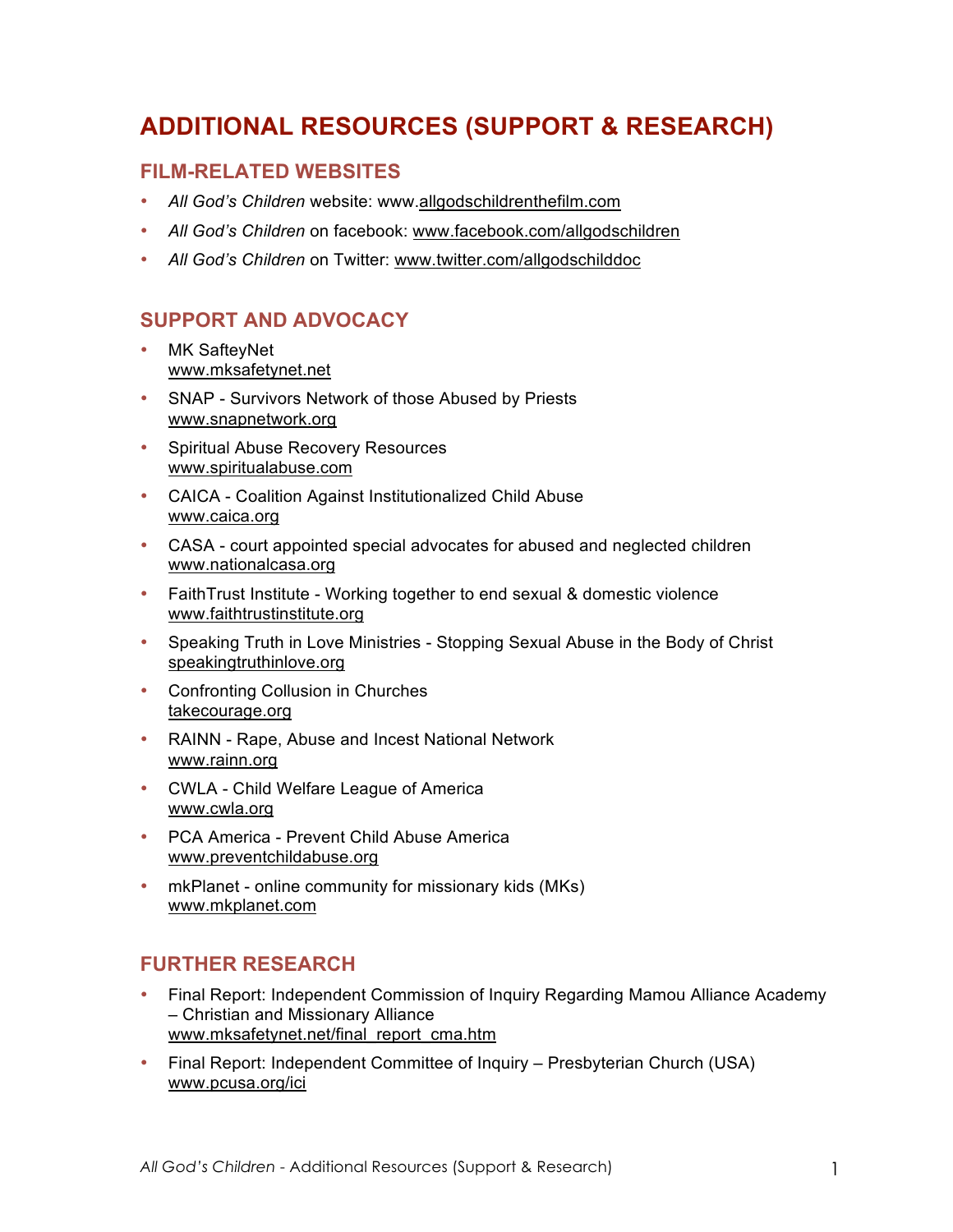# ADDITIONAL RESOURCES (SUPPORT & RESEARCH)

## FILM-RELATED WEBSITES

- *All God's Children* website: www.allgodschildrenthefilm.com
- *All God's Children* on facebook: www.facebook.com/allgodschildren
- *All God's Children* on Twitter: www.twitter.com/allgodschilddoc

## SUPPORT AND ADVOCACY

- MK SafteyNet
  www.mksafetynet.net
- SNAP - Survivors Network of those Abused by Priests
  www.snapnetwork.org
- Spiritual Abuse Recovery Resources
  www.spiritualabuse.com
- CAICA - Coalition Against Institutionalized Child Abuse
  www.caica.org
- CASA - court appointed special advocates for abused and neglected children
  www.nationalcasa.org
- FaithTrust Institute - Working together to end sexual & domestic violence
  www.faithtrustinstitute.org
- Speaking Truth in Love Ministries - Stopping Sexual Abuse in the Body of Christ
  speakingtruthinlove.org
- Confronting Collusion in Churches
  takecourage.org
- RAINN - Rape, Abuse and Incest National Network
  www.rainn.org
- CWLA - Child Welfare League of America
  www.cwla.org
- PCA America - Prevent Child Abuse America
  www.preventchildabuse.org
- mkPlanet - online community for missionary kids (MKs)
  www.mkplanet.com

## FURTHER RESEARCH

- Final Report: Independent Commission of Inquiry Regarding Mamou Alliance Academy – Christian and Missionary Alliance
  www.mksafetynet.net/final_report_cma.htm
- Final Report: Independent Committee of Inquiry – Presbyterian Church (USA)
  www.pcusa.org/ici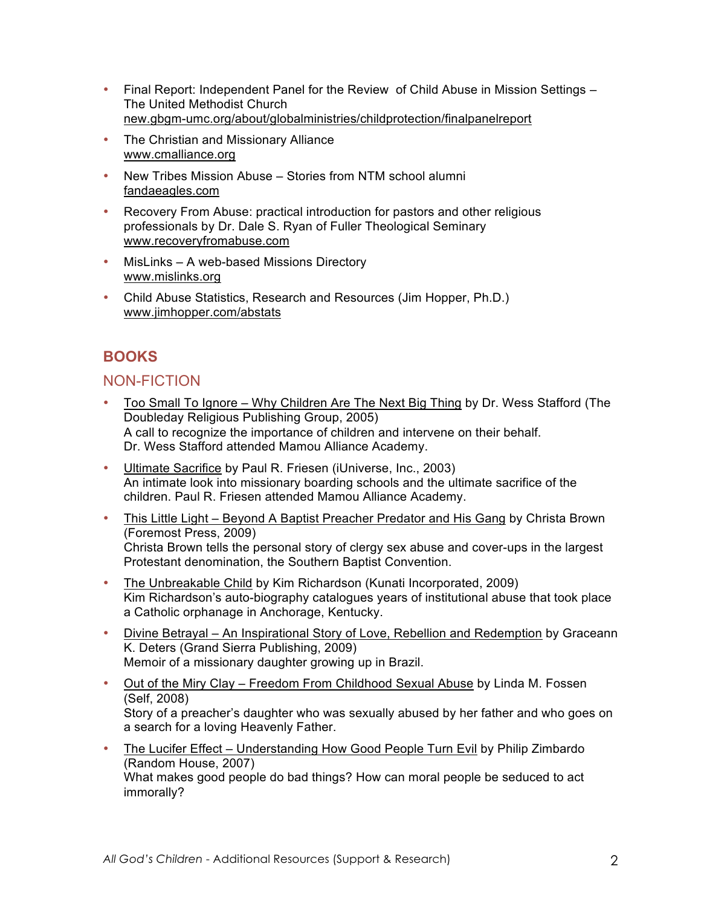- Final Report: Independent Panel for the Review of Child Abuse in Mission Settings – The United Methodist Church
  new.gbgm-umc.org/about/globalministries/childprotection/finalpanelreport
- The Christian and Missionary Alliance
  www.cmalliance.org
- New Tribes Mission Abuse – Stories from NTM school alumni
  fandaeagles.com
- Recovery From Abuse: practical introduction for pastors and other religious professionals by Dr. Dale S. Ryan of Fuller Theological Seminary
  www.recoveryfromabuse.com
- MisLinks – A web-based Missions Directory
  www.mislinks.org
- Child Abuse Statistics, Research and Resources (Jim Hopper, Ph.D.)
  www.jimhopper.com/abstats

## BOOKS

### NON-FICTION

- Too Small To Ignore – Why Children Are The Next Big Thing by Dr. Wess Stafford (The Doubleday Religious Publishing Group, 2005)
  A call to recognize the importance of children and intervene on their behalf. Dr. Wess Stafford attended Mamou Alliance Academy.
- Ultimate Sacrifice by Paul R. Friesen (iUniverse, Inc., 2003)
  An intimate look into missionary boarding schools and the ultimate sacrifice of the children. Paul R. Friesen attended Mamou Alliance Academy.
- This Little Light – Beyond A Baptist Preacher Predator and His Gang by Christa Brown (Foremost Press, 2009)
  Christa Brown tells the personal story of clergy sex abuse and cover-ups in the largest Protestant denomination, the Southern Baptist Convention.
- The Unbreakable Child by Kim Richardson (Kunati Incorporated, 2009)
  Kim Richardson's auto-biography catalogues years of institutional abuse that took place a Catholic orphanage in Anchorage, Kentucky.
- Divine Betrayal – An Inspirational Story of Love, Rebellion and Redemption by Graceann K. Deters (Grand Sierra Publishing, 2009)
  Memoir of a missionary daughter growing up in Brazil.
- Out of the Miry Clay – Freedom From Childhood Sexual Abuse by Linda M. Fossen (Self, 2008)
  Story of a preacher's daughter who was sexually abused by her father and who goes on a search for a loving Heavenly Father.
- The Lucifer Effect – Understanding How Good People Turn Evil by Philip Zimbardo (Random House, 2007)
  What makes good people do bad things? How can moral people be seduced to act immorally?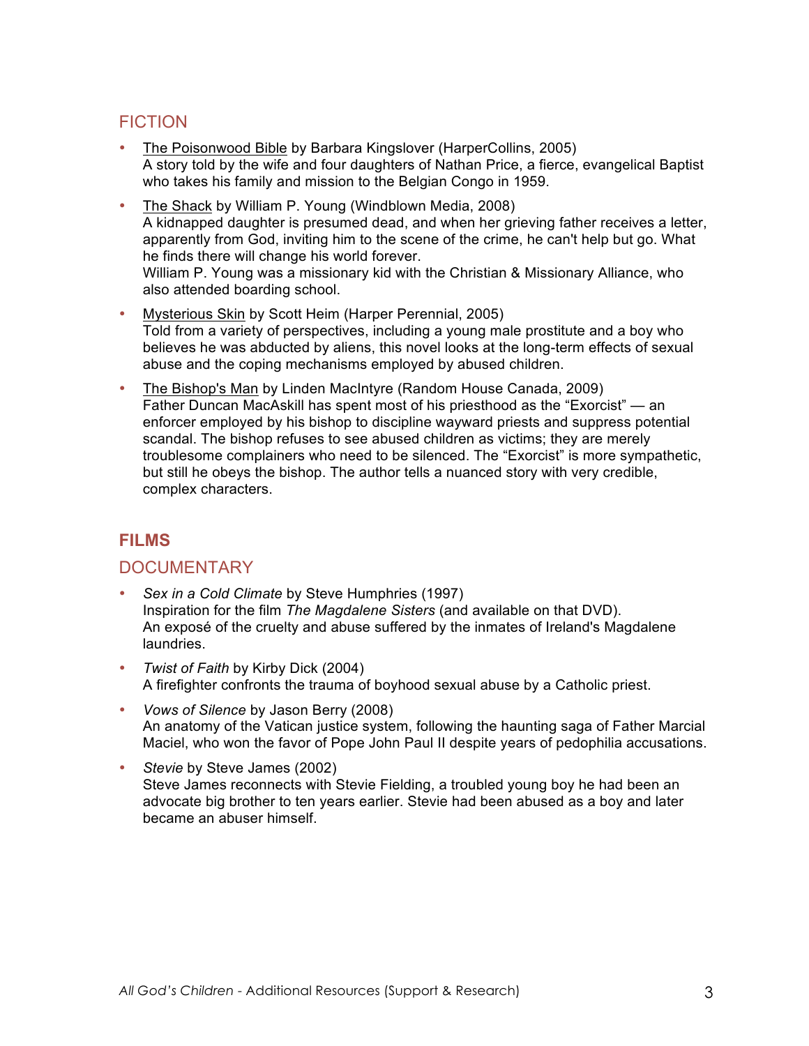## FICTION

- <u>The Poisonwood Bible</u> by Barbara Kingslover (HarperCollins, 2005)
  A story told by the wife and four daughters of Nathan Price, a fierce, evangelical Baptist who takes his family and mission to the Belgian Congo in 1959.
- <u>The Shack</u> by William P. Young (Windblown Media, 2008)
  A kidnapped daughter is presumed dead, and when her grieving father receives a letter, apparently from God, inviting him to the scene of the crime, he can't help but go. What he finds there will change his world forever.
  William P. Young was a missionary kid with the Christian & Missionary Alliance, who also attended boarding school.
- <u>Mysterious Skin</u> by Scott Heim (Harper Perennial, 2005)
  Told from a variety of perspectives, including a young male prostitute and a boy who believes he was abducted by aliens, this novel looks at the long-term effects of sexual abuse and the coping mechanisms employed by abused children.
- <u>The Bishop's Man</u> by Linden MacIntyre (Random House Canada, 2009)
  Father Duncan MacAskill has spent most of his priesthood as the "Exorcist" — an enforcer employed by his bishop to discipline wayward priests and suppress potential scandal. The bishop refuses to see abused children as victims; they are merely troublesome complainers who need to be silenced. The "Exorcist" is more sympathetic, but still he obeys the bishop. The author tells a nuanced story with very credible, complex characters.

# FILMS

## DOCUMENTARY

- *Sex in a Cold Climate* by Steve Humphries (1997)
  Inspiration for the film *The Magdalene Sisters* (and available on that DVD).
  An exposé of the cruelty and abuse suffered by the inmates of Ireland's Magdalene laundries.
- *Twist of Faith* by Kirby Dick (2004)
  A firefighter confronts the trauma of boyhood sexual abuse by a Catholic priest.
- *Vows of Silence* by Jason Berry (2008)
  An anatomy of the Vatican justice system, following the haunting saga of Father Marcial Maciel, who won the favor of Pope John Paul II despite years of pedophilia accusations.
- *Stevie* by Steve James (2002)
  Steve James reconnects with Stevie Fielding, a troubled young boy he had been an advocate big brother to ten years earlier. Stevie had been abused as a boy and later became an abuser himself.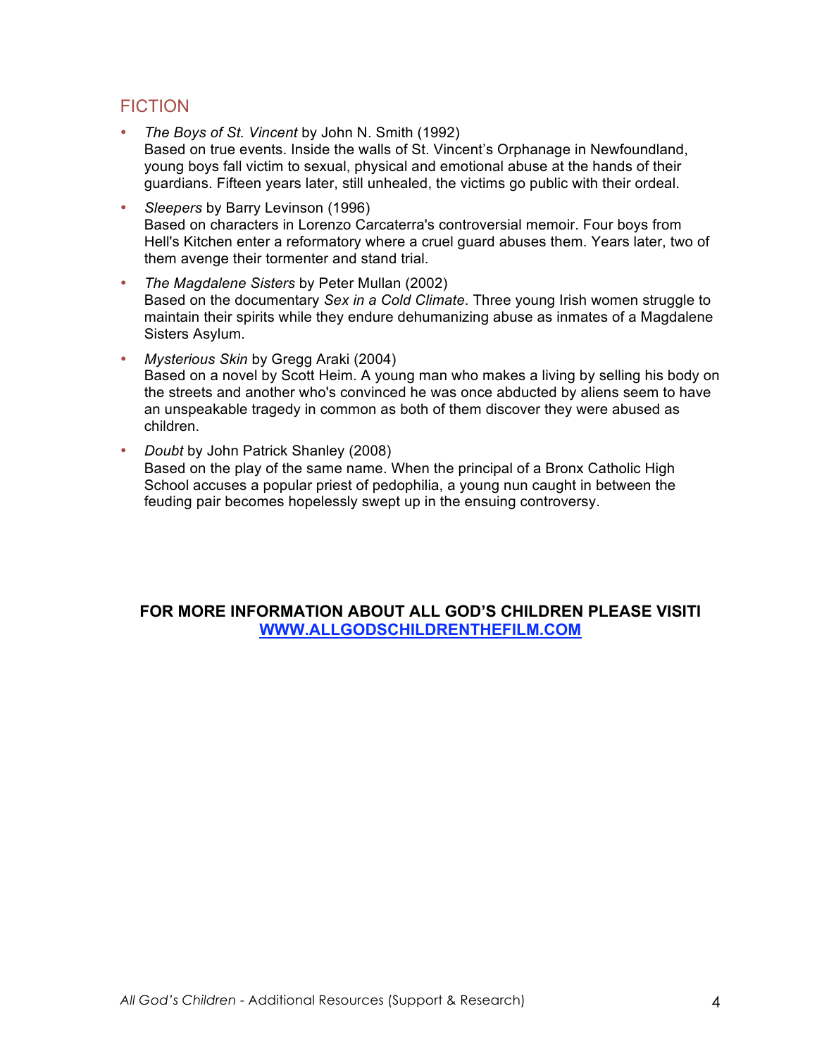## FICTION

- *The Boys of St. Vincent* by John N. Smith (1992)
  Based on true events. Inside the walls of St. Vincent's Orphanage in Newfoundland, young boys fall victim to sexual, physical and emotional abuse at the hands of their guardians. Fifteen years later, still unhealed, the victims go public with their ordeal.
- *Sleepers* by Barry Levinson (1996)
  Based on characters in Lorenzo Carcaterra's controversial memoir. Four boys from Hell's Kitchen enter a reformatory where a cruel guard abuses them. Years later, two of them avenge their tormenter and stand trial.
- *The Magdalene Sisters* by Peter Mullan (2002)
  Based on the documentary *Sex in a Cold Climate*. Three young Irish women struggle to maintain their spirits while they endure dehumanizing abuse as inmates of a Magdalene Sisters Asylum.
- *Mysterious Skin* by Gregg Araki (2004)
  Based on a novel by Scott Heim. A young man who makes a living by selling his body on the streets and another who's convinced he was once abducted by aliens seem to have an unspeakable tragedy in common as both of them discover they were abused as children.
- *Doubt* by John Patrick Shanley (2008)
  Based on the play of the same name. When the principal of a Bronx Catholic High School accuses a popular priest of pedophilia, a young nun caught in between the feuding pair becomes hopelessly swept up in the ensuing controversy.

**FOR MORE INFORMATION ABOUT ALL GOD'S CHILDREN PLEASE VISITI**
**[WWW.ALLGODSCHILDRENTHEFILM.COM](http://WWW.ALLGODSCHILDRENTHEFILM.COM)**